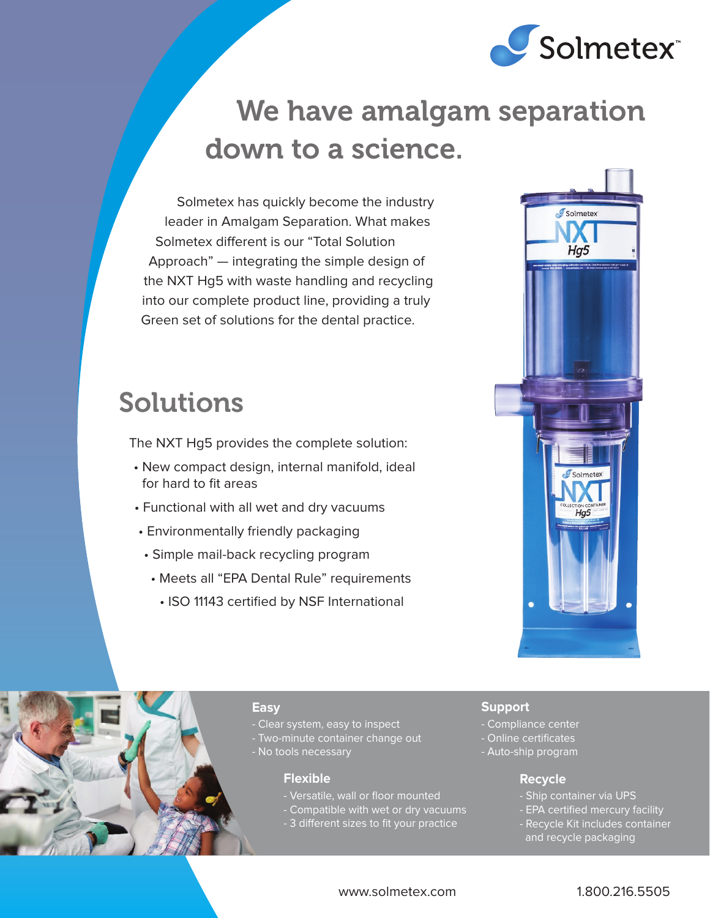Solmetex™

# We have amalgam separation down to a science.

Solmetex has quickly become the industry leader in Amalgam Separation. What makes Solmetex different is our "Total Solution Approach" — integrating the simple design of the NXT Hg5 with waste handling and recycling into our complete product line, providing a truly Green set of solutions for the dental practice.

## Solutions

The NXT Hg5 provides the complete solution:

- New compact design, internal manifold, ideal for hard to fit areas
- Functional with all wet and dry vacuums
- Environmentally friendly packaging
- Simple mail-back recycling program
- Meets all "EPA Dental Rule" requirements
- ISO 11143 certified by NSF International

### Easy

- Clear system, easy to inspect
- Two-minute container change out
- No tools necessary

### Flexible

- Versatile, wall or floor mounted
- Compatible with wet or dry vacuums
- 3 different sizes to fit your practice

### Support

- Compliance center
- Online certificates
- Auto-ship program

### Recycle

- Ship container via UPS
- EPA certified mercury facility
- Recycle Kit includes container and recycle packaging

www.solmetex.com 1.800.216.5505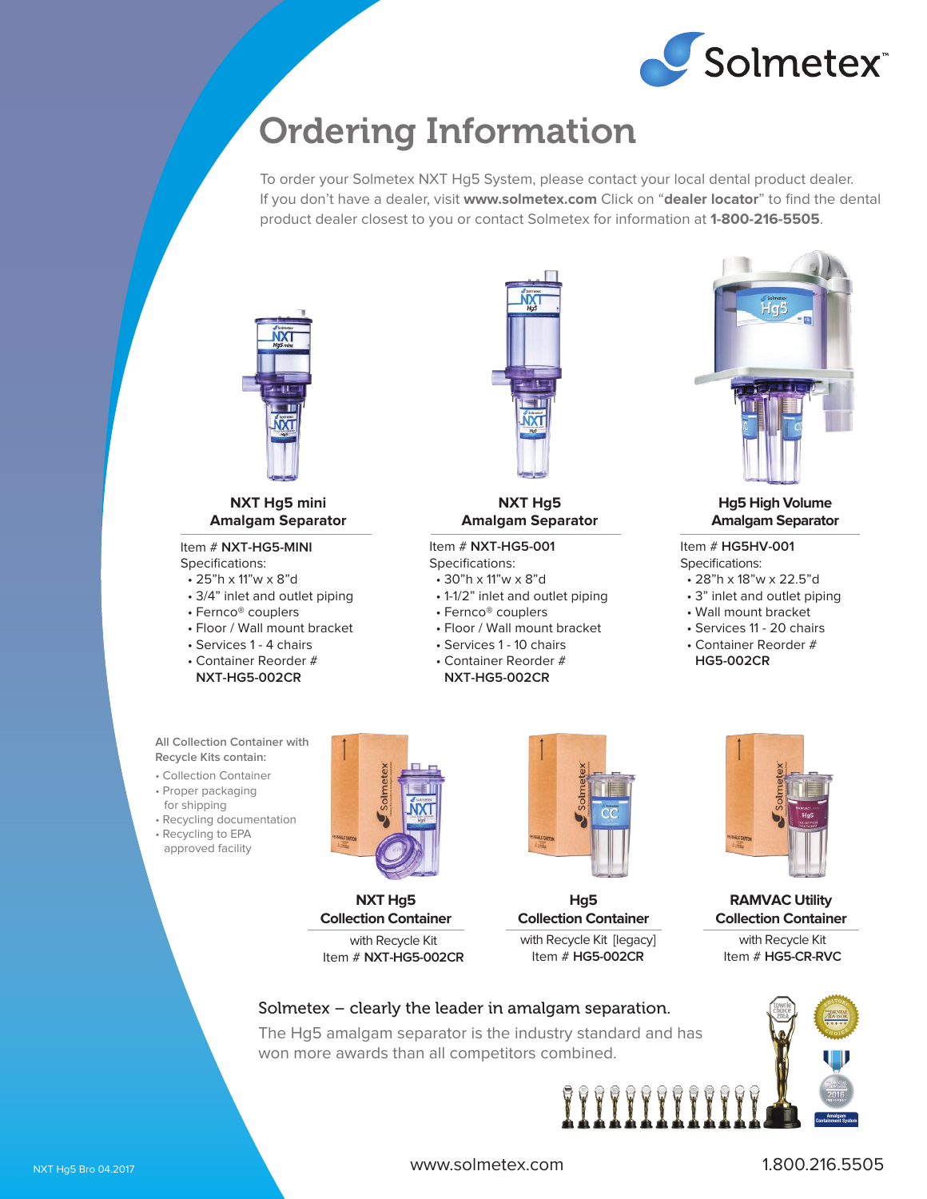Solmetex™

# Ordering Information

To order your Solmetex NXT Hg5 System, please contact your local dental product dealer. If you don't have a dealer, visit **www.solmetex.com** Click on "**dealer locator**" to find the dental product dealer closest to you or contact Solmetex for information at **1-800-216-5505**.

### NXT Hg5 mini Amalgam Separator

Item # **NXT-HG5-MINI**

Specifications:

- 25"h x 11"w x 8"d
- 3/4" inlet and outlet piping
- Fernco® couplers
- Floor / Wall mount bracket
- Services 1 - 4 chairs
- Container Reorder # **NXT-HG5-002CR**

### NXT Hg5 Amalgam Separator

Item # **NXT-HG5-001**

Specifications:

- 30"h x 11"w x 8"d
- 1-1/2" inlet and outlet piping
- Fernco® couplers
- Floor / Wall mount bracket
- Services 1 - 10 chairs
- Container Reorder # **NXT-HG5-002CR**

### Hg5 High Volume Amalgam Separator

Item # **HG5HV-001**

Specifications:

- 28"h x 18"w x 22.5"d
- 3" inlet and outlet piping
- Wall mount bracket
- Services 11 - 20 chairs
- Container Reorder # **HG5-002CR**

**All Collection Container with Recycle Kits contain:**

- Collection Container
- Proper packaging for shipping
- Recycling documentation
- Recycling to EPA approved facility

### NXT Hg5 Collection Container

with Recycle Kit
Item # **NXT-HG5-002CR**

### Hg5 Collection Container

with Recycle Kit [legacy]
Item # **HG5-002CR**

### RAMVAC Utility Collection Container

with Recycle Kit
Item # **HG5-CR-RVC**

## Solmetex – clearly the leader in amalgam separation.

The Hg5 amalgam separator is the industry standard and has won more awards than all competitors combined.

www.solmetex.com 1.800.216.5505

NXT Hg5 Bro 04.2017